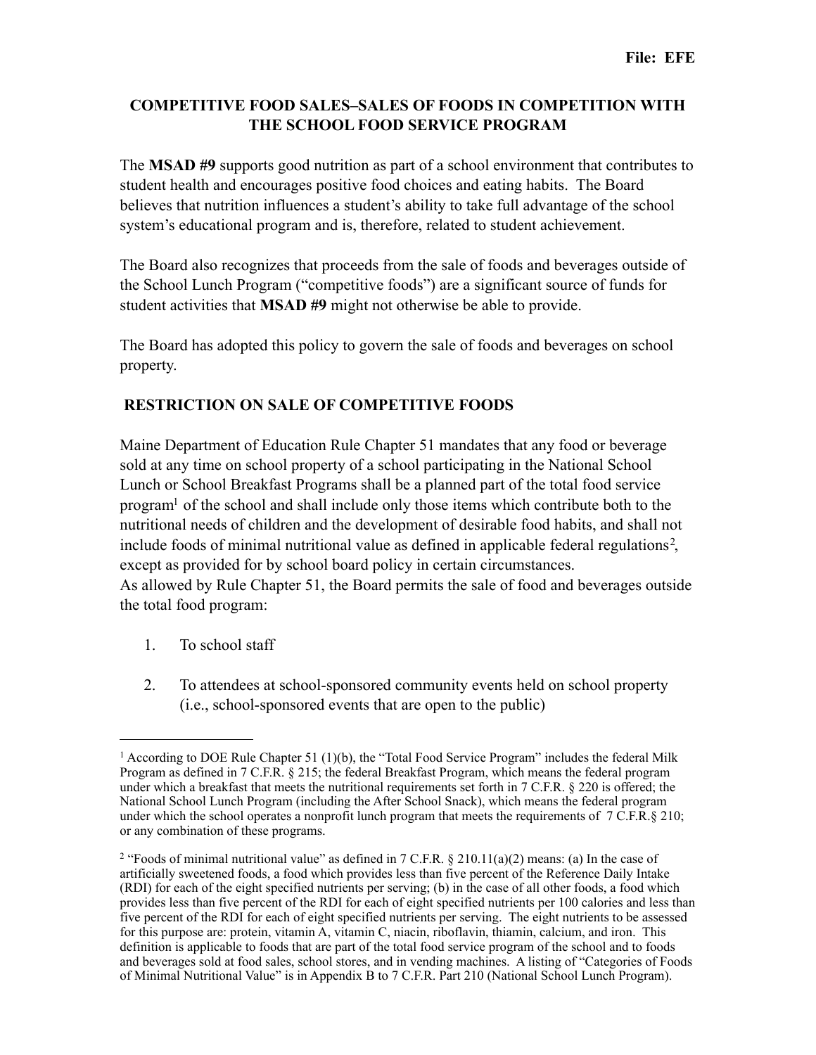File: EFE

# COMPETITIVE FOOD SALES–SALES OF FOODS IN COMPETITION WITH THE SCHOOL FOOD SERVICE PROGRAM

The **MSAD #9** supports good nutrition as part of a school environment that contributes to student health and encourages positive food choices and eating habits. The Board believes that nutrition influences a student's ability to take full advantage of the school system's educational program and is, therefore, related to student achievement.

The Board also recognizes that proceeds from the sale of foods and beverages outside of the School Lunch Program ("competitive foods") are a significant source of funds for student activities that **MSAD #9** might not otherwise be able to provide.

The Board has adopted this policy to govern the sale of foods and beverages on school property.

## RESTRICTION ON SALE OF COMPETITIVE FOODS

Maine Department of Education Rule Chapter 51 mandates that any food or beverage sold at any time on school property of a school participating in the National School Lunch or School Breakfast Programs shall be a planned part of the total food service program[1] of the school and shall include only those items which contribute both to the nutritional needs of children and the development of desirable food habits, and shall not include foods of minimal nutritional value as defined in applicable federal regulations[2], except as provided for by school board policy in certain circumstances.
As allowed by Rule Chapter 51, the Board permits the sale of food and beverages outside the total food program:

1. To school staff
2. To attendees at school-sponsored community events held on school property (i.e., school-sponsored events that are open to the public)

---

[1] According to DOE Rule Chapter 51 (1)(b), the "Total Food Service Program" includes the federal Milk Program as defined in 7 C.F.R. § 215; the federal Breakfast Program, which means the federal program under which a breakfast that meets the nutritional requirements set forth in 7 C.F.R. § 220 is offered; the National School Lunch Program (including the After School Snack), which means the federal program under which the school operates a nonprofit lunch program that meets the requirements of 7 C.F.R.§ 210; or any combination of these programs.

[2] "Foods of minimal nutritional value" as defined in 7 C.F.R. § 210.11(a)(2) means: (a) In the case of artificially sweetened foods, a food which provides less than five percent of the Reference Daily Intake (RDI) for each of the eight specified nutrients per serving; (b) in the case of all other foods, a food which provides less than five percent of the RDI for each of eight specified nutrients per 100 calories and less than five percent of the RDI for each of eight specified nutrients per serving. The eight nutrients to be assessed for this purpose are: protein, vitamin A, vitamin C, niacin, riboflavin, thiamin, calcium, and iron. This definition is applicable to foods that are part of the total food service program of the school and to foods and beverages sold at food sales, school stores, and in vending machines. A listing of "Categories of Foods of Minimal Nutritional Value" is in Appendix B to 7 C.F.R. Part 210 (National School Lunch Program).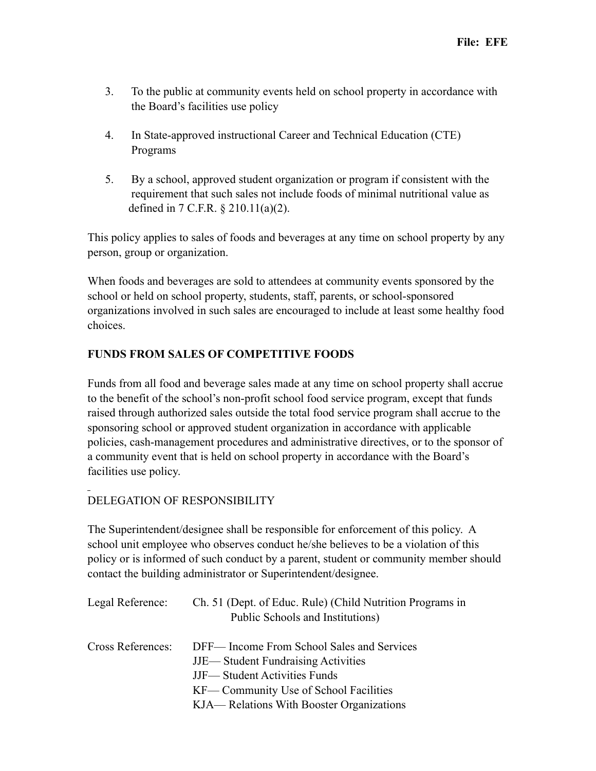3. To the public at community events held on school property in accordance with the Board's facilities use policy

4. In State-approved instructional Career and Technical Education (CTE) Programs

5. By a school, approved student organization or program if consistent with the requirement that such sales not include foods of minimal nutritional value as defined in 7 C.F.R. § 210.11(a)(2).

This policy applies to sales of foods and beverages at any time on school property by any person, group or organization.

When foods and beverages are sold to attendees at community events sponsored by the school or held on school property, students, staff, parents, or school-sponsored organizations involved in such sales are encouraged to include at least some healthy food choices.

**FUNDS FROM SALES OF COMPETITIVE FOODS**

Funds from all food and beverage sales made at any time on school property shall accrue to the benefit of the school's non-profit school food service program, except that funds raised through authorized sales outside the total food service program shall accrue to the sponsoring school or approved student organization in accordance with applicable policies, cash-management procedures and administrative directives, or to the sponsor of a community event that is held on school property in accordance with the Board's facilities use policy.

DELEGATION OF RESPONSIBILITY

The Superintendent/designee shall be responsible for enforcement of this policy. A school unit employee who observes conduct he/she believes to be a violation of this policy or is informed of such conduct by a parent, student or community member should contact the building administrator or Superintendent/designee.

Legal Reference: Ch. 51 (Dept. of Educ. Rule) (Child Nutrition Programs in Public Schools and Institutions)

Cross References:
- DFF— Income From School Sales and Services
- JJE— Student Fundraising Activities
- JJF— Student Activities Funds
- KF— Community Use of School Facilities
- KJA— Relations With Booster Organizations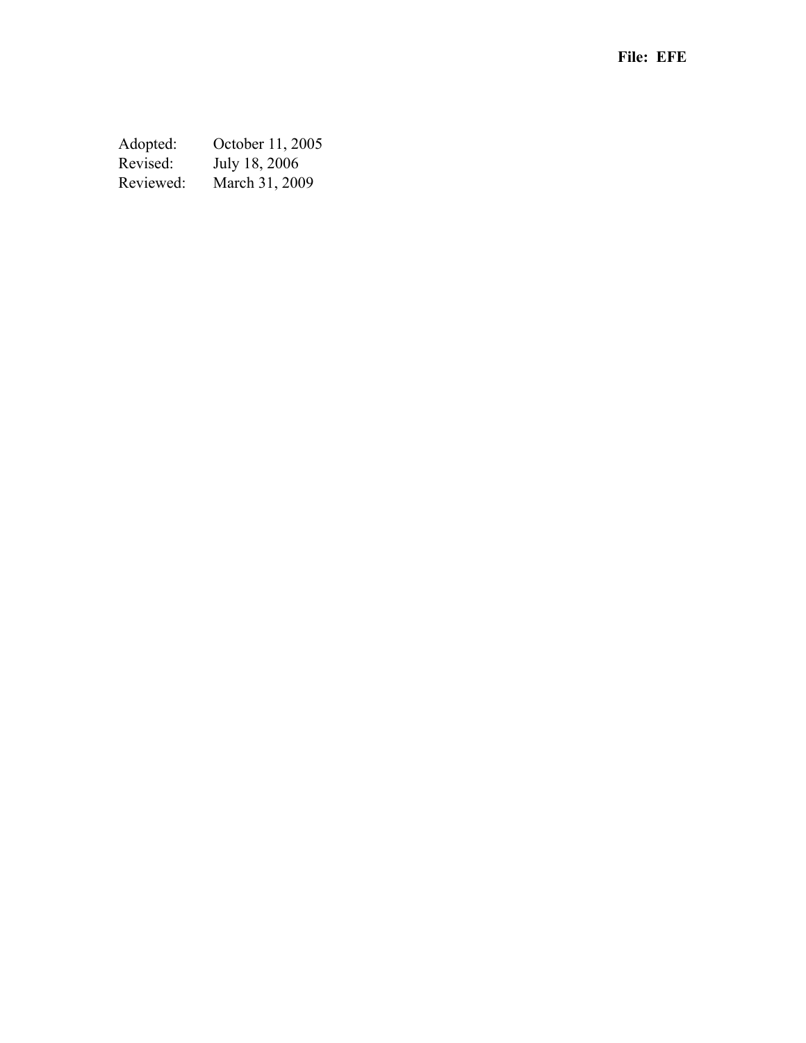| | |
|---|---|
| Adopted: | October 11, 2005 |
| Revised: | July 18, 2006 |
| Reviewed: | March 31, 2009 |